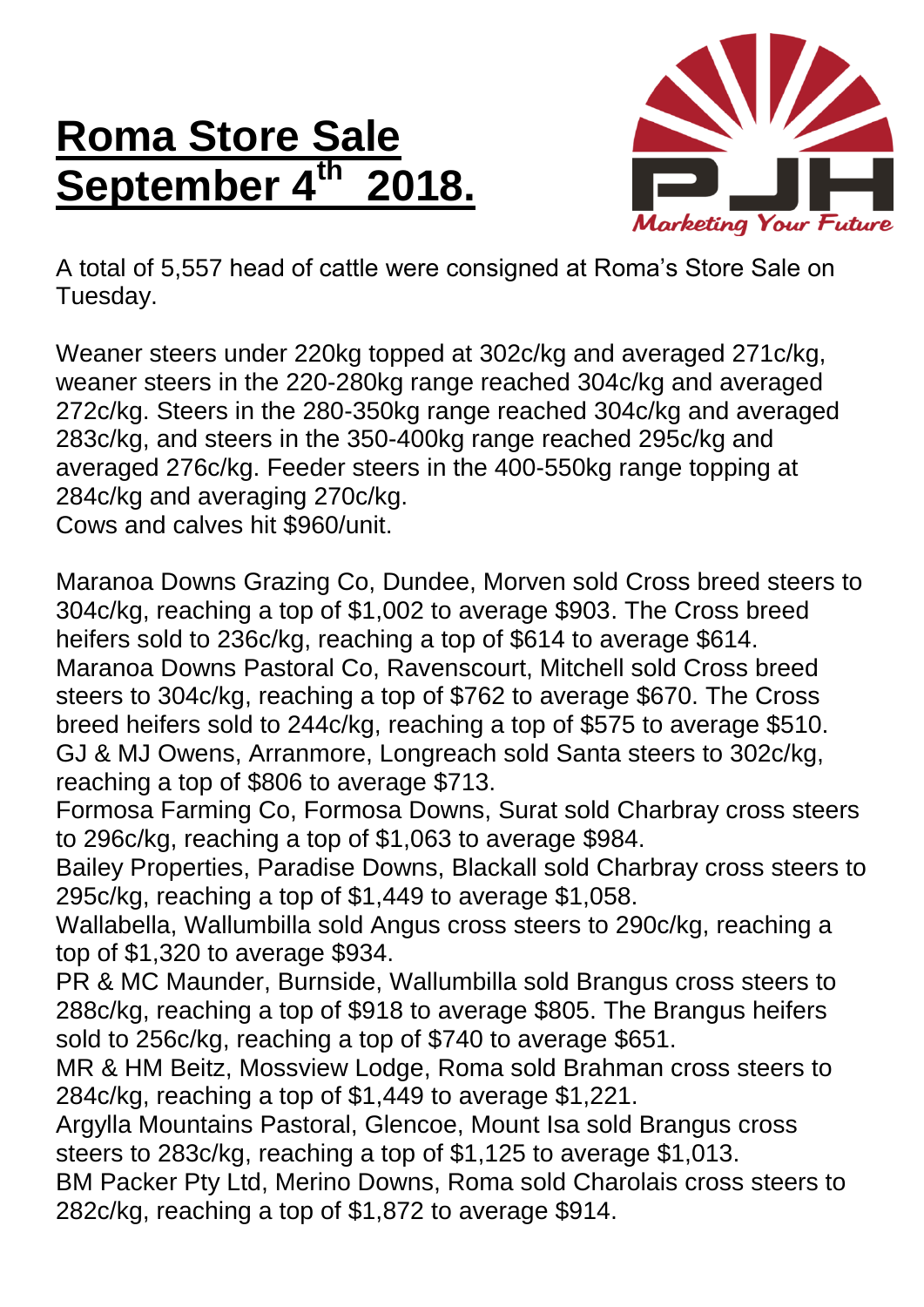# Roma Store Sale September 4th 2018.

A total of 5,557 head of cattle were consigned at Roma's Store Sale on Tuesday.

Weaner steers under 220kg topped at 302c/kg and averaged 271c/kg, weaner steers in the 220-280kg range reached 304c/kg and averaged 272c/kg. Steers in the 280-350kg range reached 304c/kg and averaged 283c/kg, and steers in the 350-400kg range reached 295c/kg and averaged 276c/kg. Feeder steers in the 400-550kg range topping at 284c/kg and averaging 270c/kg.
Cows and calves hit $960/unit.

Maranoa Downs Grazing Co, Dundee, Morven sold Cross breed steers to 304c/kg, reaching a top of $1,002 to average $903. The Cross breed heifers sold to 236c/kg, reaching a top of $614 to average $614.
Maranoa Downs Pastoral Co, Ravenscourt, Mitchell sold Cross breed steers to 304c/kg, reaching a top of $762 to average $670. The Cross breed heifers sold to 244c/kg, reaching a top of $575 to average $510.
GJ & MJ Owens, Arranmore, Longreach sold Santa steers to 302c/kg, reaching a top of $806 to average $713.
Formosa Farming Co, Formosa Downs, Surat sold Charbray cross steers to 296c/kg, reaching a top of $1,063 to average $984.
Bailey Properties, Paradise Downs, Blackall sold Charbray cross steers to 295c/kg, reaching a top of $1,449 to average $1,058.
Wallabella, Wallumbilla sold Angus cross steers to 290c/kg, reaching a top of $1,320 to average $934.
PR & MC Maunder, Burnside, Wallumbilla sold Brangus cross steers to 288c/kg, reaching a top of $918 to average $805. The Brangus heifers sold to 256c/kg, reaching a top of $740 to average $651.
MR & HM Beitz, Mossview Lodge, Roma sold Brahman cross steers to 284c/kg, reaching a top of $1,449 to average $1,221.
Argylla Mountains Pastoral, Glencoe, Mount Isa sold Brangus cross steers to 283c/kg, reaching a top of $1,125 to average $1,013.
BM Packer Pty Ltd, Merino Downs, Roma sold Charolais cross steers to 282c/kg, reaching a top of $1,872 to average $914.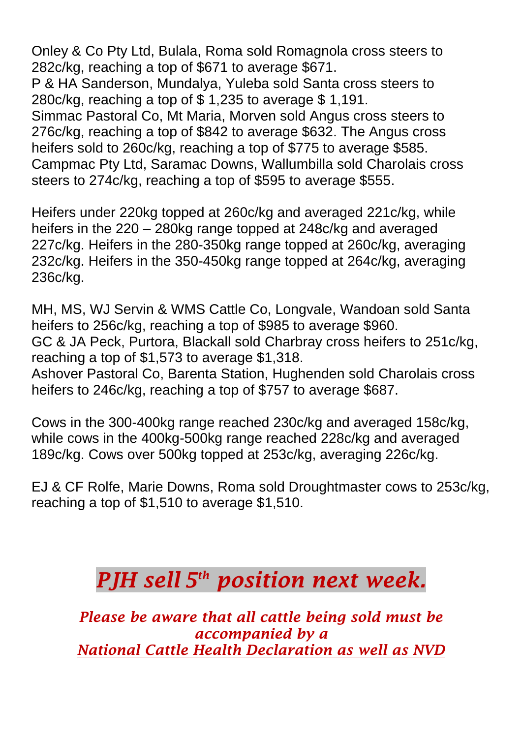Onley & Co Pty Ltd, Bulala, Roma sold Romagnola cross steers to 282c/kg, reaching a top of $671 to average $671.
P & HA Sanderson, Mundalya, Yuleba sold Santa cross steers to 280c/kg, reaching a top of $ 1,235 to average $ 1,191.
Simmac Pastoral Co, Mt Maria, Morven sold Angus cross steers to 276c/kg, reaching a top of $842 to average $632. The Angus cross heifers sold to 260c/kg, reaching a top of $775 to average $585.
Campmac Pty Ltd, Saramac Downs, Wallumbilla sold Charolais cross steers to 274c/kg, reaching a top of $595 to average $555.

Heifers under 220kg topped at 260c/kg and averaged 221c/kg, while heifers in the 220 – 280kg range topped at 248c/kg and averaged 227c/kg. Heifers in the 280-350kg range topped at 260c/kg, averaging 232c/kg. Heifers in the 350-450kg range topped at 264c/kg, averaging 236c/kg.

MH, MS, WJ Servin & WMS Cattle Co, Longvale, Wandoan sold Santa heifers to 256c/kg, reaching a top of $985 to average $960.
GC & JA Peck, Purtora, Blackall sold Charbray cross heifers to 251c/kg, reaching a top of $1,573 to average $1,318.
Ashover Pastoral Co, Barenta Station, Hughenden sold Charolais cross heifers to 246c/kg, reaching a top of $757 to average $687.

Cows in the 300-400kg range reached 230c/kg and averaged 158c/kg, while cows in the 400kg-500kg range reached 228c/kg and averaged 189c/kg. Cows over 500kg topped at 253c/kg, averaging 226c/kg.

EJ & CF Rolfe, Marie Downs, Roma sold Droughtmaster cows to 253c/kg, reaching a top of $1,510 to average $1,510.

## *PJH sell 5th position next week.*

***Please be aware that all cattle being sold must be accompanied by a***
***National Cattle Health Declaration as well as NVD***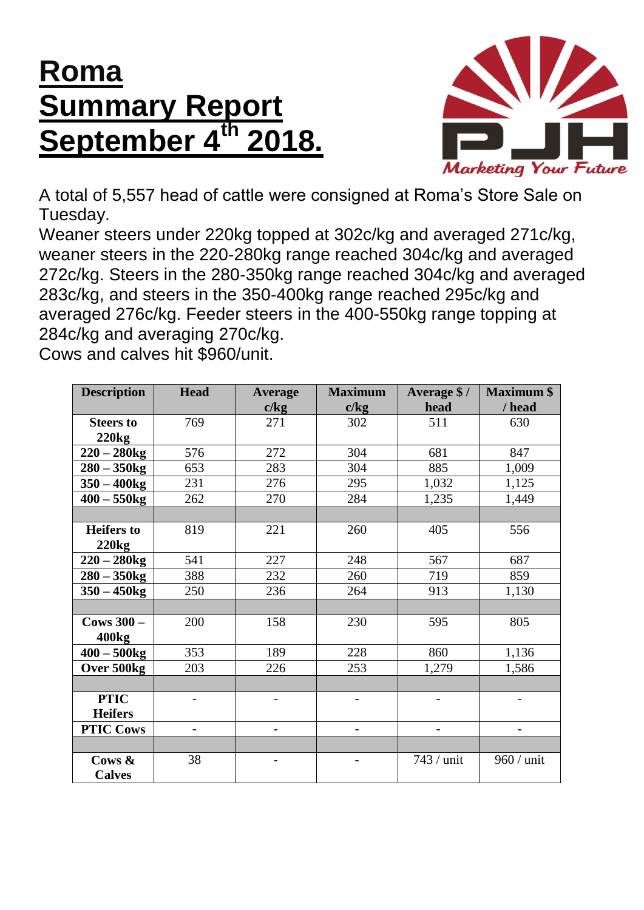# Roma Summary Report September 4th 2018.

PJH Marketing Your Future

A total of 5,557 head of cattle were consigned at Roma's Store Sale on Tuesday.

Weaner steers under 220kg topped at 302c/kg and averaged 271c/kg, weaner steers in the 220-280kg range reached 304c/kg and averaged 272c/kg. Steers in the 280-350kg range reached 304c/kg and averaged 283c/kg, and steers in the 350-400kg range reached 295c/kg and averaged 276c/kg. Feeder steers in the 400-550kg range topping at 284c/kg and averaging 270c/kg.

Cows and calves hit $960/unit.

| Description | Head | Average c/kg | Maximum c/kg | Average $ / head | Maximum $ / head |
|---|---|---|---|---|---|
| **Steers to 220kg** | 769 | 271 | 302 | 511 | 630 |
| **220 – 280kg** | 576 | 272 | 304 | 681 | 847 |
| **280 – 350kg** | 653 | 283 | 304 | 885 | 1,009 |
| **350 – 400kg** | 231 | 276 | 295 | 1,032 | 1,125 |
| **400 – 550kg** | 262 | 270 | 284 | 1,235 | 1,449 |
| | | | | | |
| **Heifers to 220kg** | 819 | 221 | 260 | 405 | 556 |
| **220 – 280kg** | 541 | 227 | 248 | 567 | 687 |
| **280 – 350kg** | 388 | 232 | 260 | 719 | 859 |
| **350 – 450kg** | 250 | 236 | 264 | 913 | 1,130 |
| | | | | | |
| **Cows 300 – 400kg** | 200 | 158 | 230 | 595 | 805 |
| **400 – 500kg** | 353 | 189 | 228 | 860 | 1,136 |
| **Over 500kg** | 203 | 226 | 253 | 1,279 | 1,586 |
| | | | | | |
| **PTIC Heifers** | - | - | - | - | - |
| **PTIC Cows** | - | - | - | - | - |
| | | | | | |
| **Cows & Calves** | 38 | - | - | 743 / unit | 960 / unit |